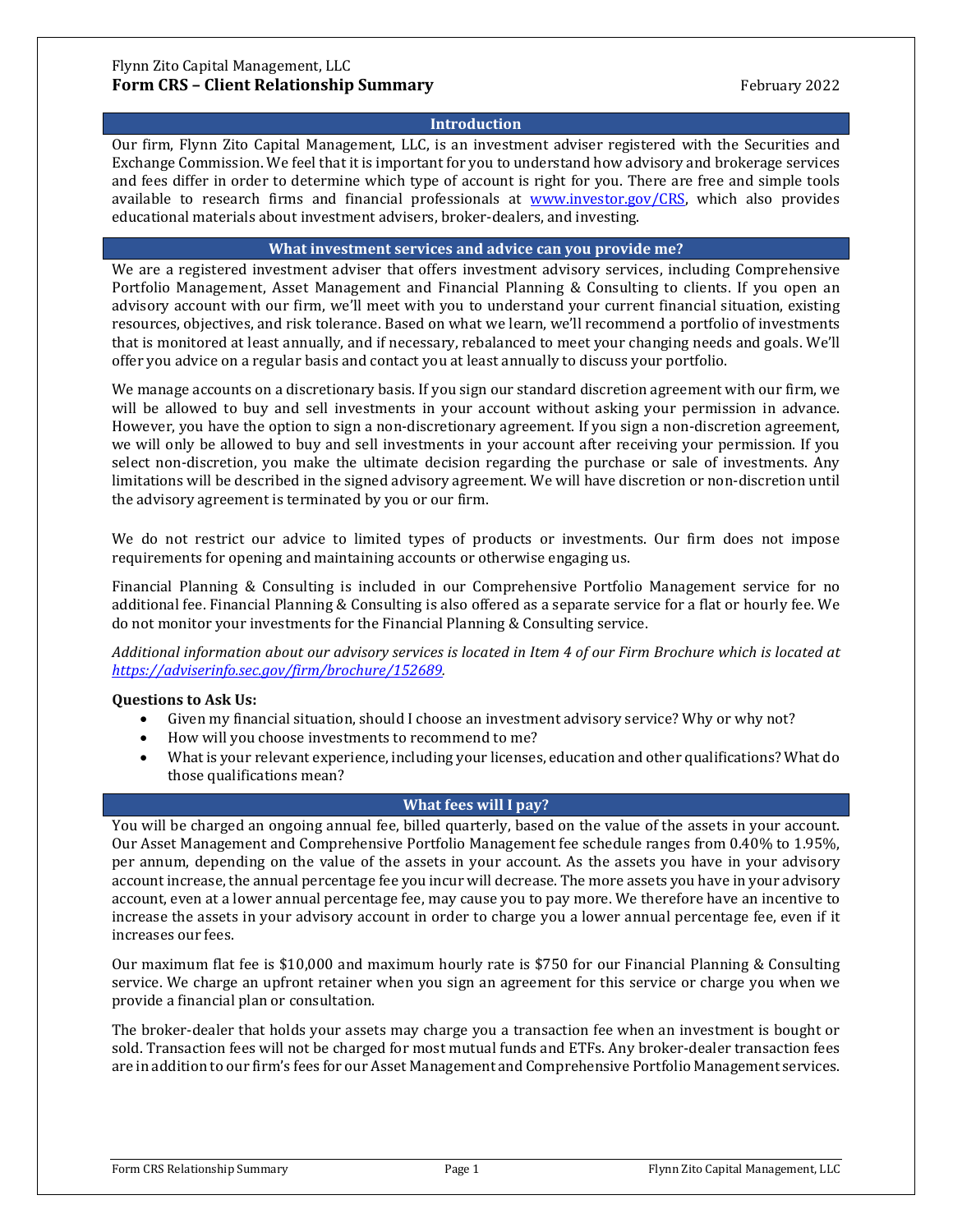Flynn Zito Capital Management, LLC

# Form CRS – Client Relationship Summary

February 2022

## Introduction

Our firm, Flynn Zito Capital Management, LLC, is an investment adviser registered with the Securities and Exchange Commission. We feel that it is important for you to understand how advisory and brokerage services and fees differ in order to determine which type of account is right for you. There are free and simple tools available to research firms and financial professionals at [www.investor.gov/CRS](www.investor.gov/CRS), which also provides educational materials about investment advisers, broker-dealers, and investing.

## What investment services and advice can you provide me?

We are a registered investment adviser that offers investment advisory services, including Comprehensive Portfolio Management, Asset Management and Financial Planning & Consulting to clients. If you open an advisory account with our firm, we'll meet with you to understand your current financial situation, existing resources, objectives, and risk tolerance. Based on what we learn, we'll recommend a portfolio of investments that is monitored at least annually, and if necessary, rebalanced to meet your changing needs and goals. We'll offer you advice on a regular basis and contact you at least annually to discuss your portfolio.

We manage accounts on a discretionary basis. If you sign our standard discretion agreement with our firm, we will be allowed to buy and sell investments in your account without asking your permission in advance. However, you have the option to sign a non-discretionary agreement. If you sign a non-discretion agreement, we will only be allowed to buy and sell investments in your account after receiving your permission. If you select non-discretion, you make the ultimate decision regarding the purchase or sale of investments. Any limitations will be described in the signed advisory agreement. We will have discretion or non-discretion until the advisory agreement is terminated by you or our firm.

We do not restrict our advice to limited types of products or investments. Our firm does not impose requirements for opening and maintaining accounts or otherwise engaging us.

Financial Planning & Consulting is included in our Comprehensive Portfolio Management service for no additional fee. Financial Planning & Consulting is also offered as a separate service for a flat or hourly fee. We do not monitor your investments for the Financial Planning & Consulting service.

*Additional information about our advisory services is located in Item 4 of our Firm Brochure which is located at [https://adviserinfo.sec.gov/firm/brochure/152689](https://adviserinfo.sec.gov/firm/brochure/152689).*

**Questions to Ask Us:**

- Given my financial situation, should I choose an investment advisory service? Why or why not?
- How will you choose investments to recommend to me?
- What is your relevant experience, including your licenses, education and other qualifications? What do those qualifications mean?

## What fees will I pay?

You will be charged an ongoing annual fee, billed quarterly, based on the value of the assets in your account. Our Asset Management and Comprehensive Portfolio Management fee schedule ranges from 0.40% to 1.95%, per annum, depending on the value of the assets in your account. As the assets you have in your advisory account increase, the annual percentage fee you incur will decrease. The more assets you have in your advisory account, even at a lower annual percentage fee, may cause you to pay more. We therefore have an incentive to increase the assets in your advisory account in order to charge you a lower annual percentage fee, even if it increases our fees.

Our maximum flat fee is $10,000 and maximum hourly rate is $750 for our Financial Planning & Consulting service. We charge an upfront retainer when you sign an agreement for this service or charge you when we provide a financial plan or consultation.

The broker-dealer that holds your assets may charge you a transaction fee when an investment is bought or sold. Transaction fees will not be charged for most mutual funds and ETFs. Any broker-dealer transaction fees are in addition to our firm's fees for our Asset Management and Comprehensive Portfolio Management services.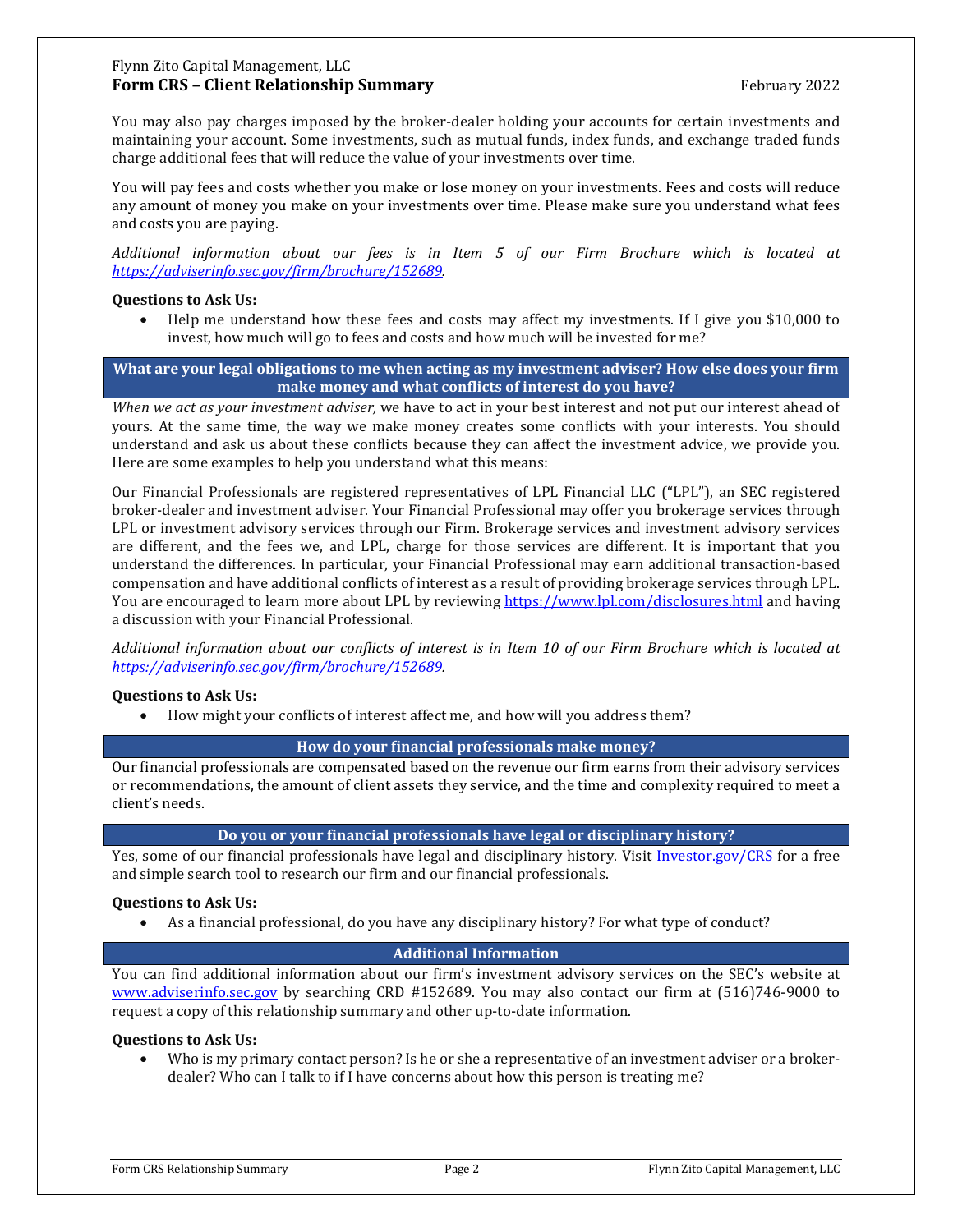You may also pay charges imposed by the broker-dealer holding your accounts for certain investments and maintaining your account. Some investments, such as mutual funds, index funds, and exchange traded funds charge additional fees that will reduce the value of your investments over time.

You will pay fees and costs whether you make or lose money on your investments. Fees and costs will reduce any amount of money you make on your investments over time. Please make sure you understand what fees and costs you are paying.

*Additional information about our fees is in Item 5 of our Firm Brochure which is located at [https://adviserinfo.sec.gov/firm/brochure/152689](https://adviserinfo.sec.gov/firm/brochure/152689).*

**Questions to Ask Us:**

- Help me understand how these fees and costs may affect my investments. If I give you $10,000 to invest, how much will go to fees and costs and how much will be invested for me?

## What are your legal obligations to me when acting as my investment adviser? How else does your firm make money and what conflicts of interest do you have?

*When we act as your investment adviser,* we have to act in your best interest and not put our interest ahead of yours. At the same time, the way we make money creates some conflicts with your interests. You should understand and ask us about these conflicts because they can affect the investment advice, we provide you. Here are some examples to help you understand what this means:

Our Financial Professionals are registered representatives of LPL Financial LLC ("LPL"), an SEC registered broker-dealer and investment adviser. Your Financial Professional may offer you brokerage services through LPL or investment advisory services through our Firm. Brokerage services and investment advisory services are different, and the fees we, and LPL, charge for those services are different. It is important that you understand the differences. In particular, your Financial Professional may earn additional transaction-based compensation and have additional conflicts of interest as a result of providing brokerage services through LPL. You are encouraged to learn more about LPL by reviewing [https://www.lpl.com/disclosures.html](https://www.lpl.com/disclosures.html) and having a discussion with your Financial Professional.

*Additional information about our conflicts of interest is in Item 10 of our Firm Brochure which is located at [https://adviserinfo.sec.gov/firm/brochure/152689](https://adviserinfo.sec.gov/firm/brochure/152689).*

**Questions to Ask Us:**

- How might your conflicts of interest affect me, and how will you address them?

## How do your financial professionals make money?

Our financial professionals are compensated based on the revenue our firm earns from their advisory services or recommendations, the amount of client assets they service, and the time and complexity required to meet a client's needs.

## Do you or your financial professionals have legal or disciplinary history?

Yes, some of our financial professionals have legal and disciplinary history. Visit [Investor.gov/CRS](https://www.investor.gov/CRS) for a free and simple search tool to research our firm and our financial professionals.

**Questions to Ask Us:**

- As a financial professional, do you have any disciplinary history? For what type of conduct?

## Additional Information

You can find additional information about our firm's investment advisory services on the SEC's website at [www.adviserinfo.sec.gov](http://www.adviserinfo.sec.gov) by searching CRD #152689. You may also contact our firm at (516)746-9000 to request a copy of this relationship summary and other up-to-date information.

**Questions to Ask Us:**

- Who is my primary contact person? Is he or she a representative of an investment adviser or a broker-dealer? Who can I talk to if I have concerns about how this person is treating me?